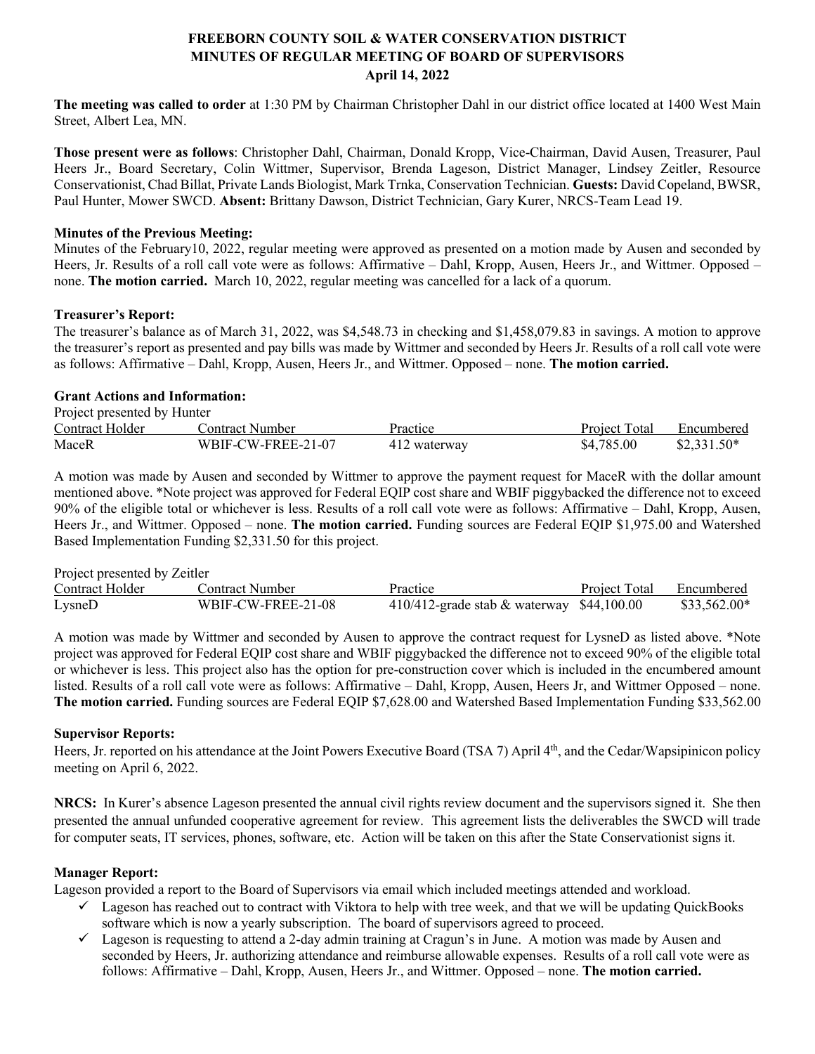# FREEBORN COUNTY SOIL & WATER CONSERVATION DISTRICT
## MINUTES OF REGULAR MEETING OF BOARD OF SUPERVISORS
### April 14, 2022

**The meeting was called to order** at 1:30 PM by Chairman Christopher Dahl in our district office located at 1400 West Main Street, Albert Lea, MN.

**Those present were as follows**: Christopher Dahl, Chairman, Donald Kropp, Vice-Chairman, David Ausen, Treasurer, Paul Heers Jr., Board Secretary, Colin Wittmer, Supervisor, Brenda Lageson, District Manager, Lindsey Zeitler, Resource Conservationist, Chad Billat, Private Lands Biologist, Mark Trnka, Conservation Technician. **Guests:** David Copeland, BWSR, Paul Hunter, Mower SWCD. **Absent:** Brittany Dawson, District Technician, Gary Kurer, NRCS-Team Lead 19.

**Minutes of the Previous Meeting:**
Minutes of the February10, 2022, regular meeting were approved as presented on a motion made by Ausen and seconded by Heers, Jr. Results of a roll call vote were as follows: Affirmative – Dahl, Kropp, Ausen, Heers Jr., and Wittmer. Opposed – none. **The motion carried.** March 10, 2022, regular meeting was cancelled for a lack of a quorum.

**Treasurer's Report:**
The treasurer's balance as of March 31, 2022, was $4,548.73 in checking and $1,458,079.83 in savings. A motion to approve the treasurer's report as presented and pay bills was made by Wittmer and seconded by Heers Jr. Results of a roll call vote were as follows: Affirmative – Dahl, Kropp, Ausen, Heers Jr., and Wittmer. Opposed – none. **The motion carried.**

**Grant Actions and Information:**

Project presented by Hunter

| Contract Holder | Contract Number | Practice | Project Total | Encumbered |
|---|---|---|---|---|
| MaceR | WBIF-CW-FREE-21-07 | 412 waterway | $4,785.00 | $2,331.50* |

A motion was made by Ausen and seconded by Wittmer to approve the payment request for MaceR with the dollar amount mentioned above. *Note project was approved for Federal EQIP cost share and WBIF piggybacked the difference not to exceed 90% of the eligible total or whichever is less. Results of a roll call vote were as follows: Affirmative – Dahl, Kropp, Ausen, Heers Jr., and Wittmer. Opposed – none. **The motion carried.** Funding sources are Federal EQIP $1,975.00 and Watershed Based Implementation Funding $2,331.50 for this project.

Project presented by Zeitler

| Contract Holder | Contract Number | Practice | Project Total | Encumbered |
|---|---|---|---|---|
| LysneD | WBIF-CW-FREE-21-08 | 410/412-grade stab & waterway | $44,100.00 | $33,562.00* |

A motion was made by Wittmer and seconded by Ausen to approve the contract request for LysneD as listed above. *Note project was approved for Federal EQIP cost share and WBIF piggybacked the difference not to exceed 90% of the eligible total or whichever is less. This project also has the option for pre-construction cover which is included in the encumbered amount listed. Results of a roll call vote were as follows: Affirmative – Dahl, Kropp, Ausen, Heers Jr, and Wittmer Opposed – none. **The motion carried.** Funding sources are Federal EQIP $7,628.00 and Watershed Based Implementation Funding $33,562.00

**Supervisor Reports:**
Heers, Jr. reported on his attendance at the Joint Powers Executive Board (TSA 7) April 4th, and the Cedar/Wapsipinicon policy meeting on April 6, 2022.

**NRCS:** In Kurer's absence Lageson presented the annual civil rights review document and the supervisors signed it. She then presented the annual unfunded cooperative agreement for review. This agreement lists the deliverables the SWCD will trade for computer seats, IT services, phones, software, etc. Action will be taken on this after the State Conservationist signs it.

**Manager Report:**
Lageson provided a report to the Board of Supervisors via email which included meetings attended and workload.

- ✓ Lageson has reached out to contract with Viktora to help with tree week, and that we will be updating QuickBooks software which is now a yearly subscription. The board of supervisors agreed to proceed.
- ✓ Lageson is requesting to attend a 2-day admin training at Cragun's in June. A motion was made by Ausen and seconded by Heers, Jr. authorizing attendance and reimburse allowable expenses. Results of a roll call vote were as follows: Affirmative – Dahl, Kropp, Ausen, Heers Jr., and Wittmer. Opposed – none. **The motion carried.**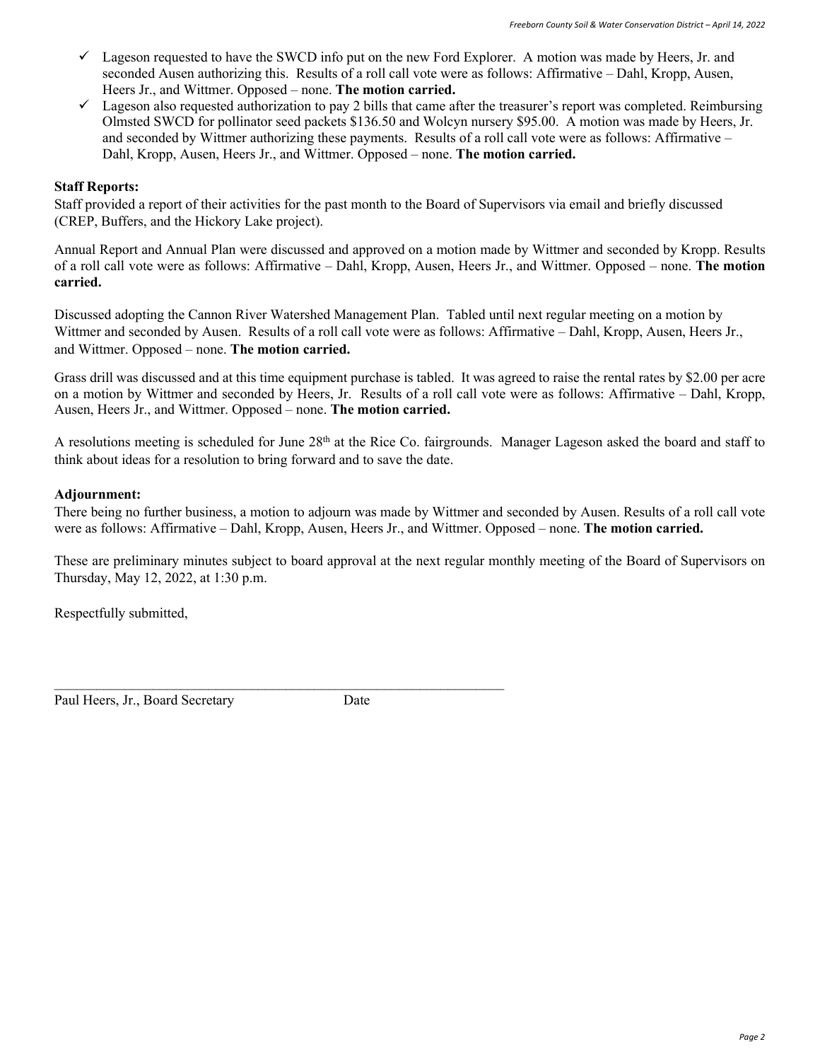- ✓ Lageson requested to have the SWCD info put on the new Ford Explorer. A motion was made by Heers, Jr. and seconded Ausen authorizing this. Results of a roll call vote were as follows: Affirmative – Dahl, Kropp, Ausen, Heers Jr., and Wittmer. Opposed – none. **The motion carried.**
- ✓ Lageson also requested authorization to pay 2 bills that came after the treasurer's report was completed. Reimbursing Olmsted SWCD for pollinator seed packets $136.50 and Wolcyn nursery $95.00. A motion was made by Heers, Jr. and seconded by Wittmer authorizing these payments. Results of a roll call vote were as follows: Affirmative – Dahl, Kropp, Ausen, Heers Jr., and Wittmer. Opposed – none. **The motion carried.**

**Staff Reports:**
Staff provided a report of their activities for the past month to the Board of Supervisors via email and briefly discussed (CREP, Buffers, and the Hickory Lake project).

Annual Report and Annual Plan were discussed and approved on a motion made by Wittmer and seconded by Kropp. Results of a roll call vote were as follows: Affirmative – Dahl, Kropp, Ausen, Heers Jr., and Wittmer. Opposed – none. **The motion carried.**

Discussed adopting the Cannon River Watershed Management Plan. Tabled until next regular meeting on a motion by Wittmer and seconded by Ausen. Results of a roll call vote were as follows: Affirmative – Dahl, Kropp, Ausen, Heers Jr., and Wittmer. Opposed – none. **The motion carried.**

Grass drill was discussed and at this time equipment purchase is tabled. It was agreed to raise the rental rates by $2.00 per acre on a motion by Wittmer and seconded by Heers, Jr. Results of a roll call vote were as follows: Affirmative – Dahl, Kropp, Ausen, Heers Jr., and Wittmer. Opposed – none. **The motion carried.**

A resolutions meeting is scheduled for June 28th at the Rice Co. fairgrounds. Manager Lageson asked the board and staff to think about ideas for a resolution to bring forward and to save the date.

**Adjournment:**
There being no further business, a motion to adjourn was made by Wittmer and seconded by Ausen. Results of a roll call vote were as follows: Affirmative – Dahl, Kropp, Ausen, Heers Jr., and Wittmer. Opposed – none. **The motion carried.**

These are preliminary minutes subject to board approval at the next regular monthly meeting of the Board of Supervisors on Thursday, May 12, 2022, at 1:30 p.m.

Respectfully submitted,

_______________________________________________________________________

Paul Heers, Jr., Board Secretary Date